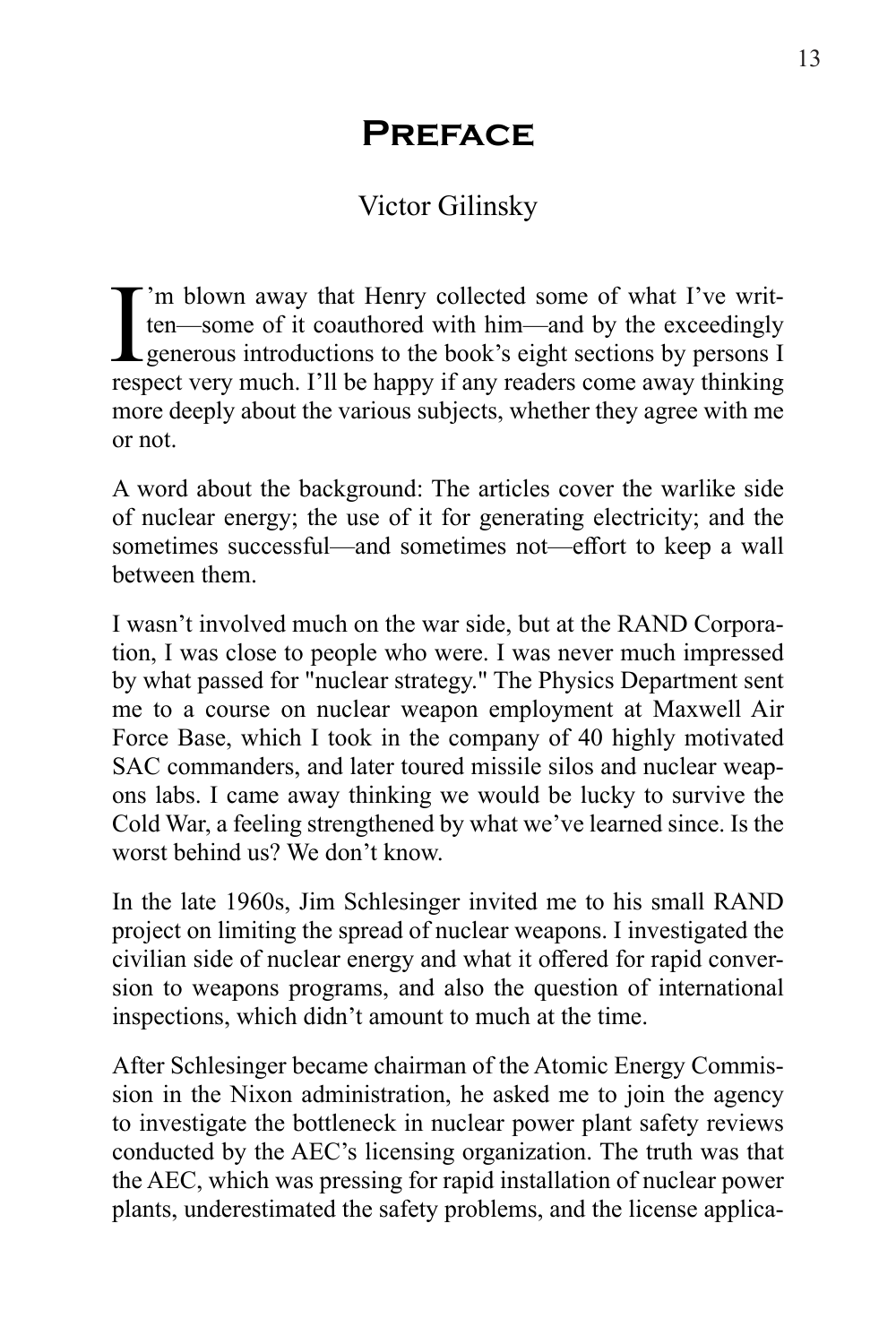# Preface

Victor Gilinsky

I'm blown away that Henry collected some of what I've written—some of it coauthored with him—and by the exceedingly generous introductions to the book's eight sections by persons I respect very much. I'll be happy if any readers come away thinking more deeply about the various subjects, whether they agree with me or not.

A word about the background: The articles cover the warlike side of nuclear energy; the use of it for generating electricity; and the sometimes successful—and sometimes not—effort to keep a wall between them.

I wasn't involved much on the war side, but at the RAND Corporation, I was close to people who were. I was never much impressed by what passed for "nuclear strategy." The Physics Department sent me to a course on nuclear weapon employment at Maxwell Air Force Base, which I took in the company of 40 highly motivated SAC commanders, and later toured missile silos and nuclear weapons labs. I came away thinking we would be lucky to survive the Cold War, a feeling strengthened by what we've learned since. Is the worst behind us? We don't know.

In the late 1960s, Jim Schlesinger invited me to his small RAND project on limiting the spread of nuclear weapons. I investigated the civilian side of nuclear energy and what it offered for rapid conversion to weapons programs, and also the question of international inspections, which didn't amount to much at the time.

After Schlesinger became chairman of the Atomic Energy Commission in the Nixon administration, he asked me to join the agency to investigate the bottleneck in nuclear power plant safety reviews conducted by the AEC's licensing organization. The truth was that the AEC, which was pressing for rapid installation of nuclear power plants, underestimated the safety problems, and the license applica-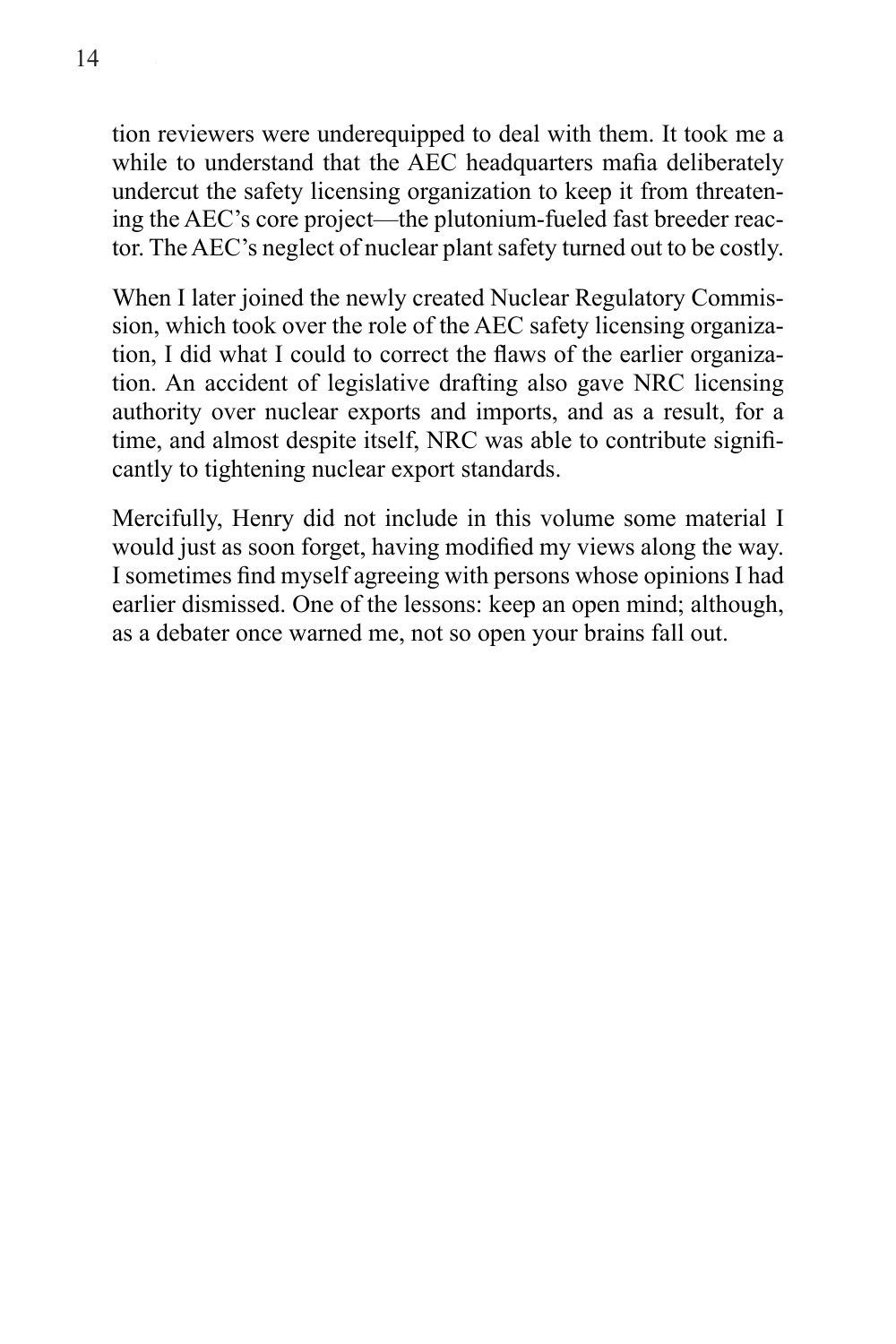tion reviewers were underequipped to deal with them. It took me a while to understand that the AEC headquarters mafia deliberately undercut the safety licensing organization to keep it from threatening the AEC's core project—the plutonium-fueled fast breeder reactor. The AEC's neglect of nuclear plant safety turned out to be costly.

When I later joined the newly created Nuclear Regulatory Commission, which took over the role of the AEC safety licensing organization, I did what I could to correct the flaws of the earlier organization. An accident of legislative drafting also gave NRC licensing authority over nuclear exports and imports, and as a result, for a time, and almost despite itself, NRC was able to contribute significantly to tightening nuclear export standards.

Mercifully, Henry did not include in this volume some material I would just as soon forget, having modified my views along the way. I sometimes find myself agreeing with persons whose opinions I had earlier dismissed. One of the lessons: keep an open mind; although, as a debater once warned me, not so open your brains fall out.